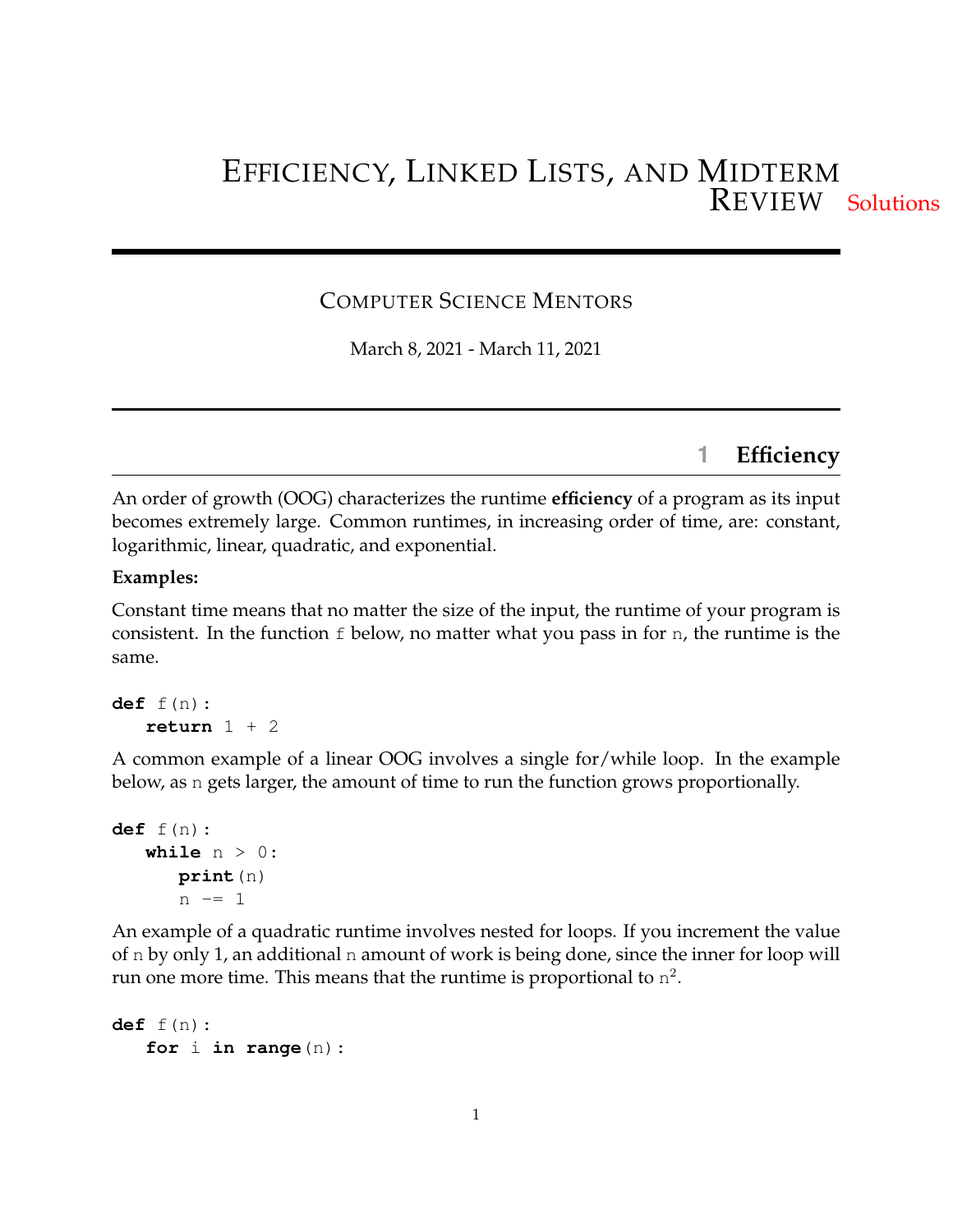# EFFICIENCY, LINKED LISTS, AND MIDTERM REVIEW Solutions

COMPUTER SCIENCE MENTORS

March 8, 2021 - March 11, 2021

## 1 Efficiency

An order of growth (OOG) characterizes the runtime **efficiency** of a program as its input becomes extremely large. Common runtimes, in increasing order of time, are: constant, logarithmic, linear, quadratic, and exponential.

**Examples:**

Constant time means that no matter the size of the input, the runtime of your program is consistent. In the function f below, no matter what you pass in for n, the runtime is the same.

```
def f(n):
    return 1 + 2
```

A common example of a linear OOG involves a single for/while loop. In the example below, as n gets larger, the amount of time to run the function grows proportionally.

```
def f(n):
    while n > 0:
        print(n)
        n -= 1
```

An example of a quadratic runtime involves nested for loops. If you increment the value of n by only 1, an additional n amount of work is being done, since the inner for loop will run one more time. This means that the runtime is proportional to $n^2$.

```
def f(n):
    for i in range(n):
```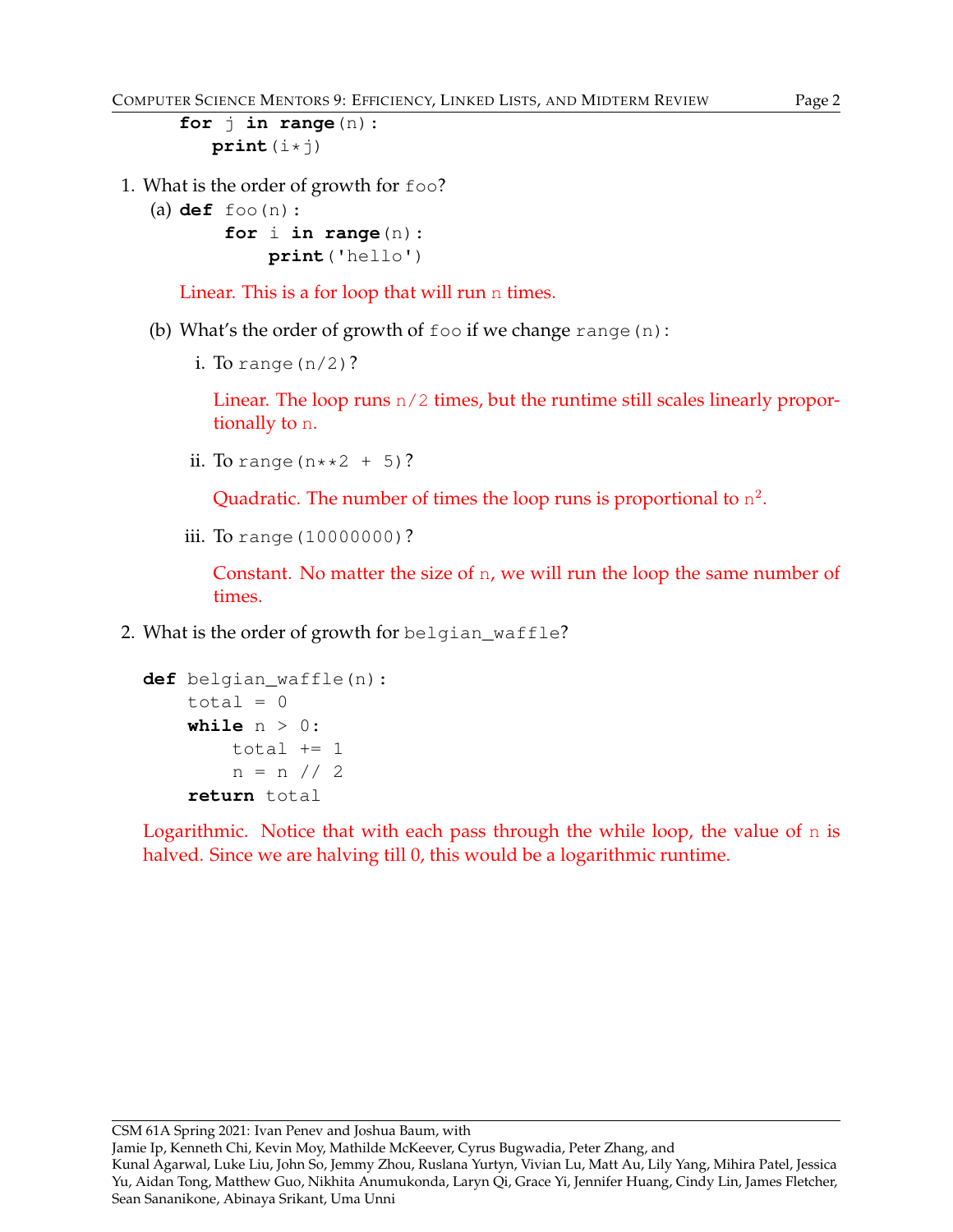```
    for j in range(n):
        print(i*j)
```

1. What is the order of growth for `foo`?

   (a)
   ```
   def foo(n):
       for i in range(n):
           print('hello')
   ```

   Linear. This is a for loop that will run `n` times.

   (b) What's the order of growth of `foo` if we change `range(n)`:

   i. To `range(n/2)`?

   Linear. The loop runs `n/2` times, but the runtime still scales linearly proportionally to `n`.

   ii. To `range(n**2 + 5)`?

   Quadratic. The number of times the loop runs is proportional to $n^2$.

   iii. To `range(10000000)`?

   Constant. No matter the size of `n`, we will run the loop the same number of times.

2. What is the order of growth for `belgian_waffle`?

```
def belgian_waffle(n):
    total = 0
    while n > 0:
        total += 1
        n = n // 2
    return total
```

Logarithmic. Notice that with each pass through the while loop, the value of `n` is halved. Since we are halving till 0, this would be a logarithmic runtime.

CSM 61A Spring 2021: Ivan Penev and Joshua Baum, with
Jamie Ip, Kenneth Chi, Kevin Moy, Mathilde McKeever, Cyrus Bugwadia, Peter Zhang, and
Kunal Agarwal, Luke Liu, John So, Jemmy Zhou, Ruslana Yurtyn, Vivian Lu, Matt Au, Lily Yang, Mihira Patel, Jessica Yu, Aidan Tong, Matthew Guo, Nikhita Anumukonda, Laryn Qi, Grace Yi, Jennifer Huang, Cindy Lin, James Fletcher, Sean Sananikone, Abinaya Srikant, Uma Unni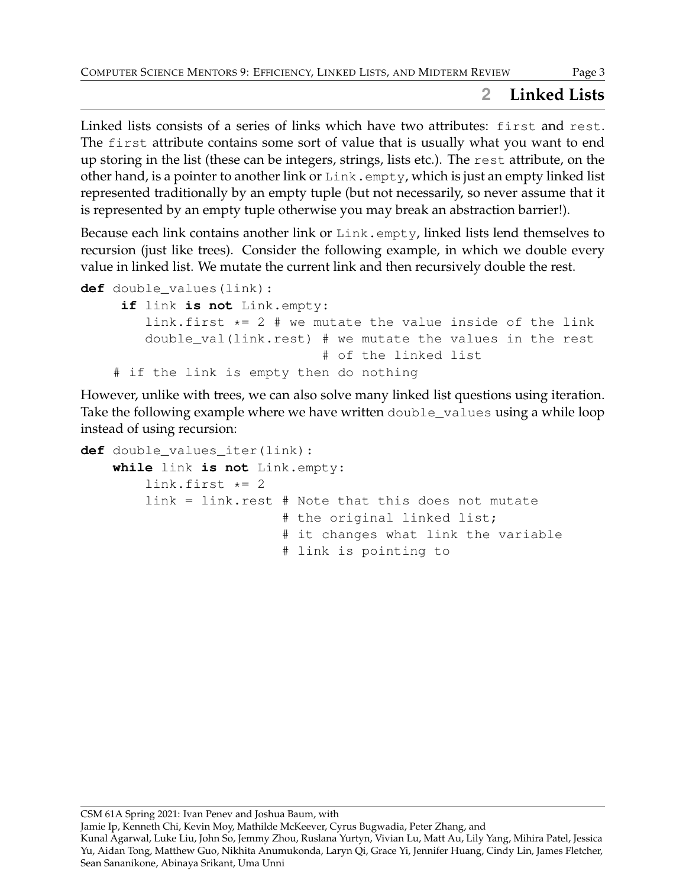## 2 Linked Lists

Linked lists consists of a series of links which have two attributes: `first` and `rest`. The `first` attribute contains some sort of value that is usually what you want to end up storing in the list (these can be integers, strings, lists etc.). The `rest` attribute, on the other hand, is a pointer to another link or `Link.empty`, which is just an empty linked list represented traditionally by an empty tuple (but not necessarily, so never assume that it is represented by an empty tuple otherwise you may break an abstraction barrier!).

Because each link contains another link or `Link.empty`, linked lists lend themselves to recursion (just like trees). Consider the following example, in which we double every value in linked list. We mutate the current link and then recursively double the rest.

```
def double_values(link):
     if link is not Link.empty:
        link.first *= 2 # we mutate the value inside of the link
        double_val(link.rest) # we mutate the values in the rest
                              # of the linked list
    # if the link is empty then do nothing
```

However, unlike with trees, we can also solve many linked list questions using iteration. Take the following example where we have written `double_values` using a while loop instead of using recursion:

```
def double_values_iter(link):
    while link is not Link.empty:
        link.first *= 2
        link = link.rest # Note that this does not mutate
                         # the original linked list;
                         # it changes what link the variable
                         # link is pointing to
```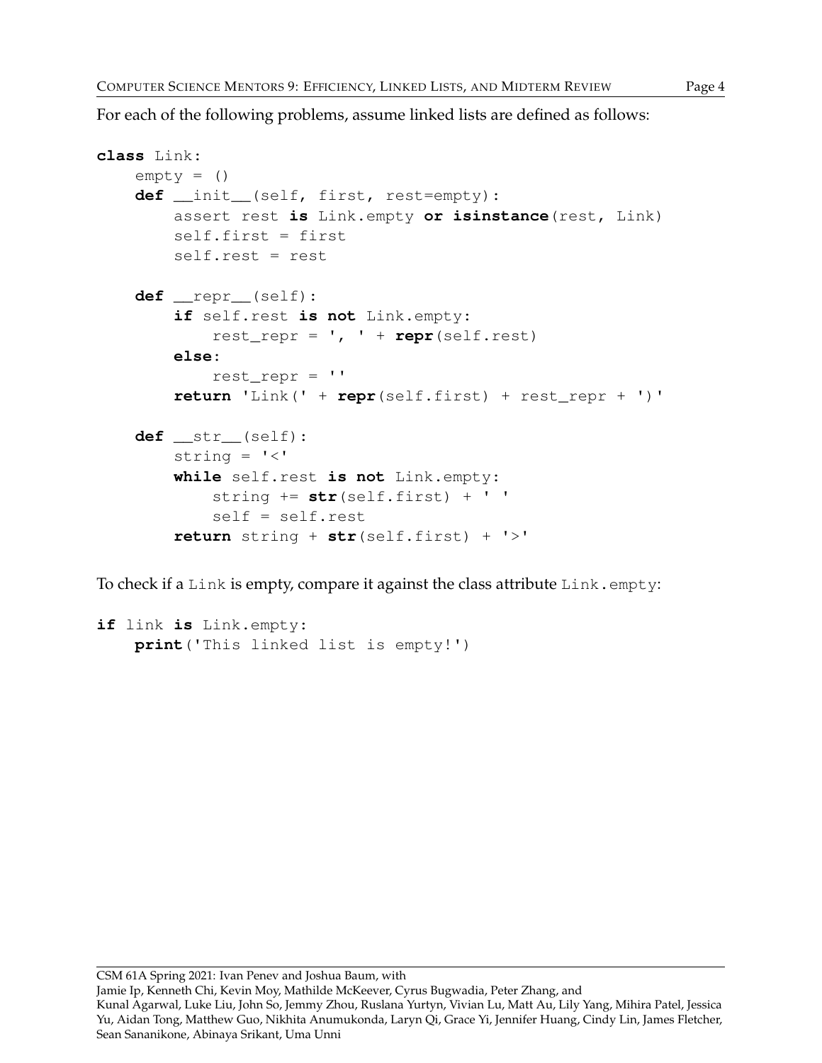For each of the following problems, assume linked lists are defined as follows:

```
class Link:
    empty = ()
    def __init__(self, first, rest=empty):
        assert rest is Link.empty or isinstance(rest, Link)
        self.first = first
        self.rest = rest

    def __repr__(self):
        if self.rest is not Link.empty:
            rest_repr = ', ' + repr(self.rest)
        else:
            rest_repr = ''
        return 'Link(' + repr(self.first) + rest_repr + ')'

    def __str__(self):
        string = '<'
        while self.rest is not Link.empty:
            string += str(self.first) + ' '
            self = self.rest
        return string + str(self.first) + '>'
```

To check if a `Link` is empty, compare it against the class attribute `Link.empty`:

```
if link is Link.empty:
    print('This linked list is empty!')
```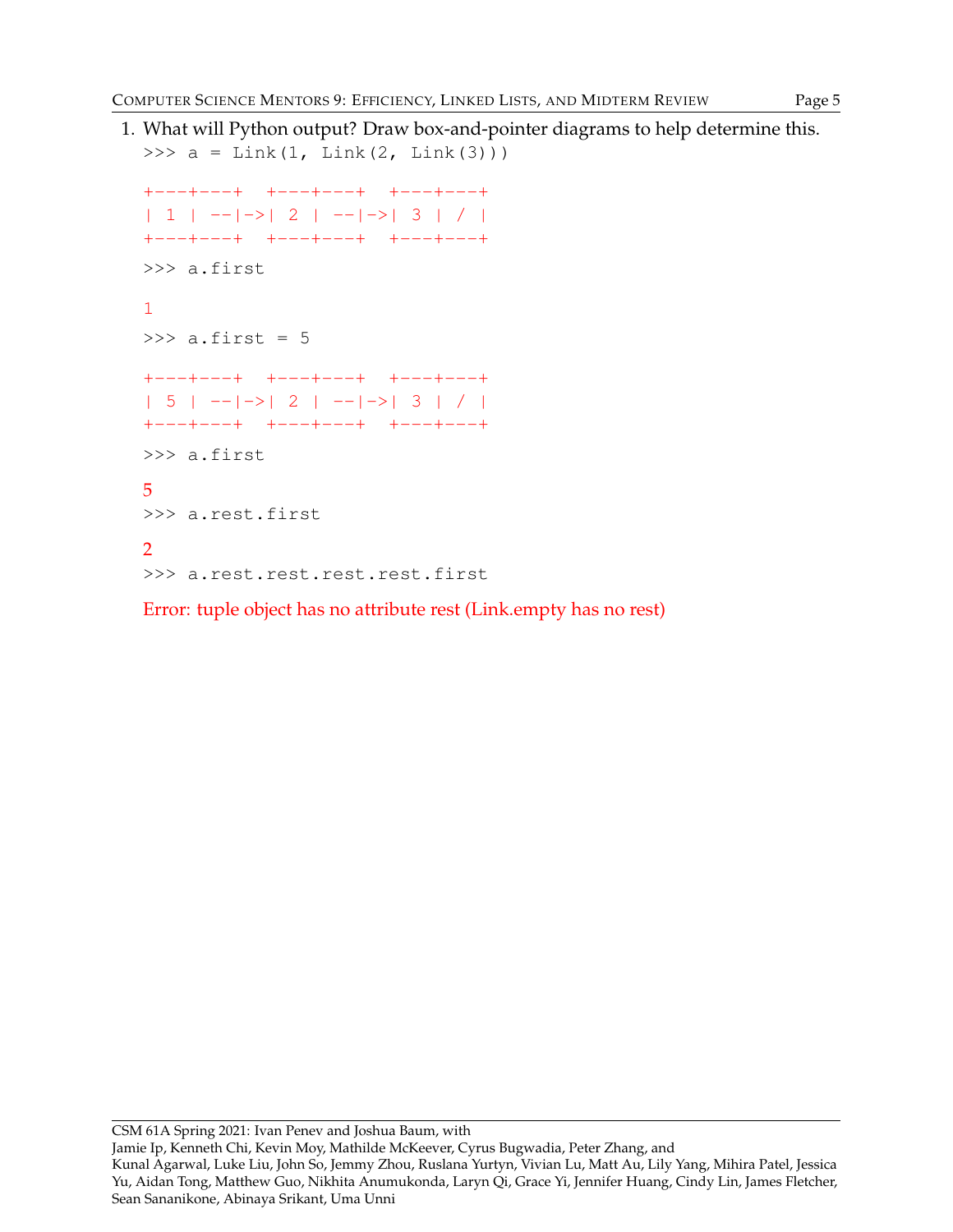1. What will Python output? Draw box-and-pointer diagrams to help determine this.

```
>>> a = Link(1, Link(2, Link(3)))
```

```
+---+---+  +---+---+  +---+---+
| 1 | --|->| 2 | --|->| 3 | / |
+---+---+  +---+---+  +---+---+
```

```
>>> a.first
```

```
1
```

```
>>> a.first = 5
```

```
+---+---+  +---+---+  +---+---+
| 5 | --|->| 2 | --|->| 3 | / |
+---+---+  +---+---+  +---+---+
```

```
>>> a.first
```

5

```
>>> a.rest.first
```

2

```
>>> a.rest.rest.rest.rest.first
```

Error: tuple object has no attribute rest (Link.empty has no rest)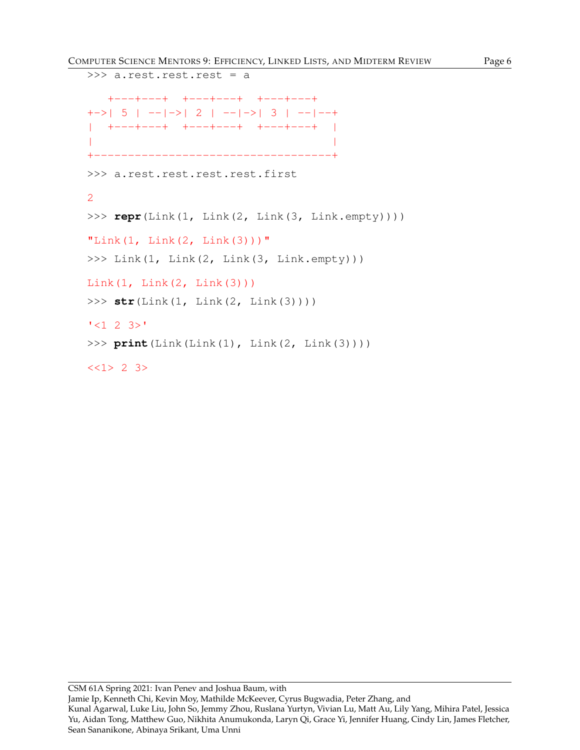```
>>> a.rest.rest.rest = a

   +---+---+  +---+---+  +---+---+
+->| 5 | --|->| 2 | --|->| 3 | --|--+
|  +---+---+  +---+---+  +---+---+  |
|                                   |
+-----------------------------------+

>>> a.rest.rest.rest.rest.first

2

>>> repr(Link(1, Link(2, Link(3, Link.empty))))

"Link(1, Link(2, Link(3)))"

>>> Link(1, Link(2, Link(3, Link.empty)))

Link(1, Link(2, Link(3)))

>>> str(Link(1, Link(2, Link(3))))

'<1 2 3>'

>>> print(Link(Link(1), Link(2, Link(3))))

<<1> 2 3>
```

CSM 61A Spring 2021: Ivan Penev and Joshua Baum, with
Jamie Ip, Kenneth Chi, Kevin Moy, Mathilde McKeever, Cyrus Bugwadia, Peter Zhang, and
Kunal Agarwal, Luke Liu, John So, Jemmy Zhou, Ruslana Yurtyn, Vivian Lu, Matt Au, Lily Yang, Mihira Patel, Jessica Yu, Aidan Tong, Matthew Guo, Nikhita Anumukonda, Laryn Qi, Grace Yi, Jennifer Huang, Cindy Lin, James Fletcher, Sean Sananikone, Abinaya Srikant, Uma Unni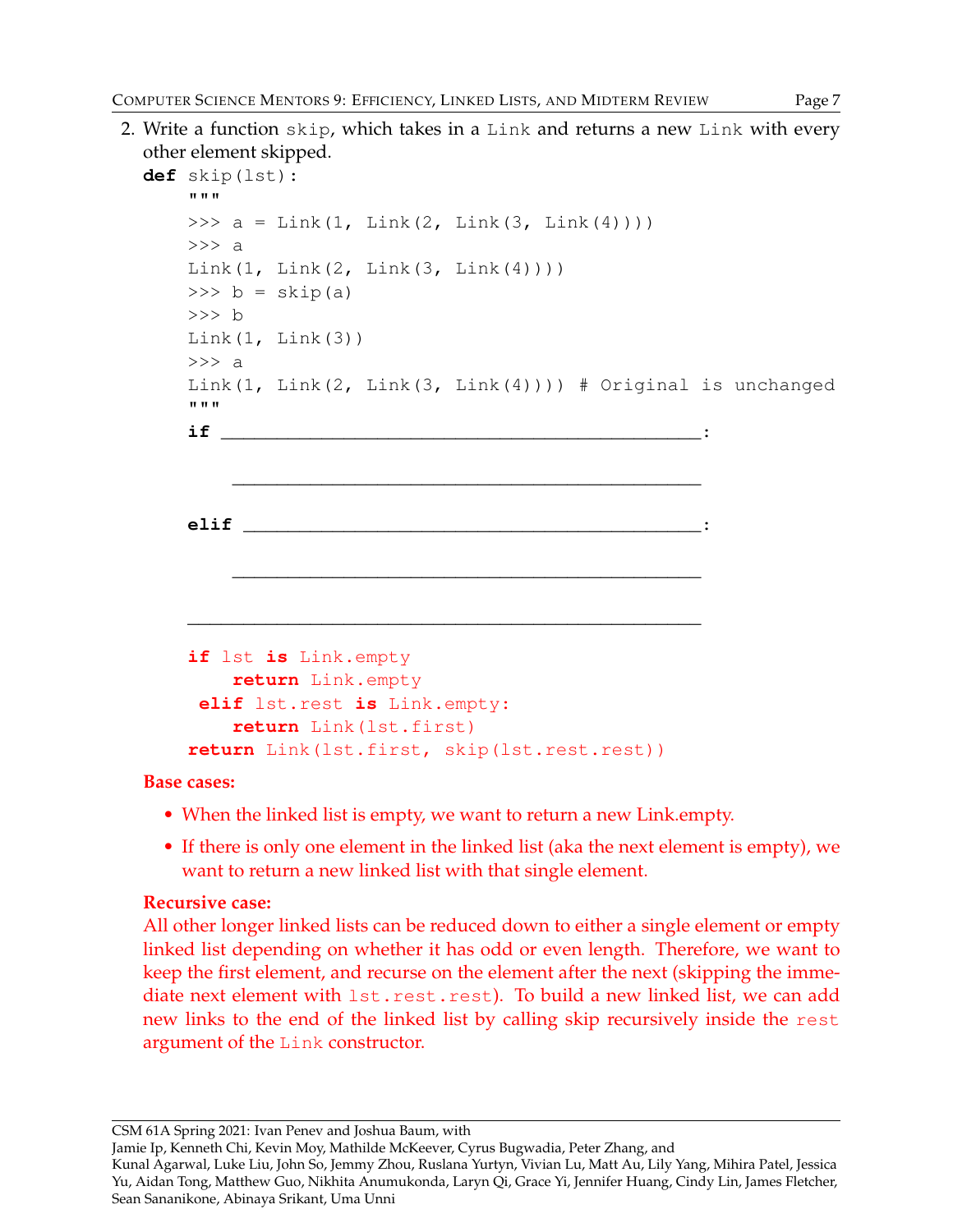2. Write a function `skip`, which takes in a `Link` and returns a new `Link` with every other element skipped.

```
def skip(lst):
    """
    >>> a = Link(1, Link(2, Link(3, Link(4))))
    >>> a
    Link(1, Link(2, Link(3, Link(4))))
    >>> b = skip(a)
    >>> b
    Link(1, Link(3))
    >>> a
    Link(1, Link(2, Link(3, Link(4)))) # Original is unchanged
    """
    if ______________________________________________:

        ______________________________________________

    elif ____________________________________________:

        ______________________________________________

    __________________________________________________
```

```
    if lst is Link.empty
        return Link.empty
     elif lst.rest is Link.empty:
        return Link(lst.first)
    return Link(lst.first, skip(lst.rest.rest))
```

**Base cases:**

- When the linked list is empty, we want to return a new Link.empty.
- If there is only one element in the linked list (aka the next element is empty), we want to return a new linked list with that single element.

**Recursive case:**
All other longer linked lists can be reduced down to either a single element or empty linked list depending on whether it has odd or even length. Therefore, we want to keep the first element, and recurse on the element after the next (skipping the immediate next element with `lst.rest.rest`). To build a new linked list, we can add new links to the end of the linked list by calling skip recursively inside the `rest` argument of the `Link` constructor.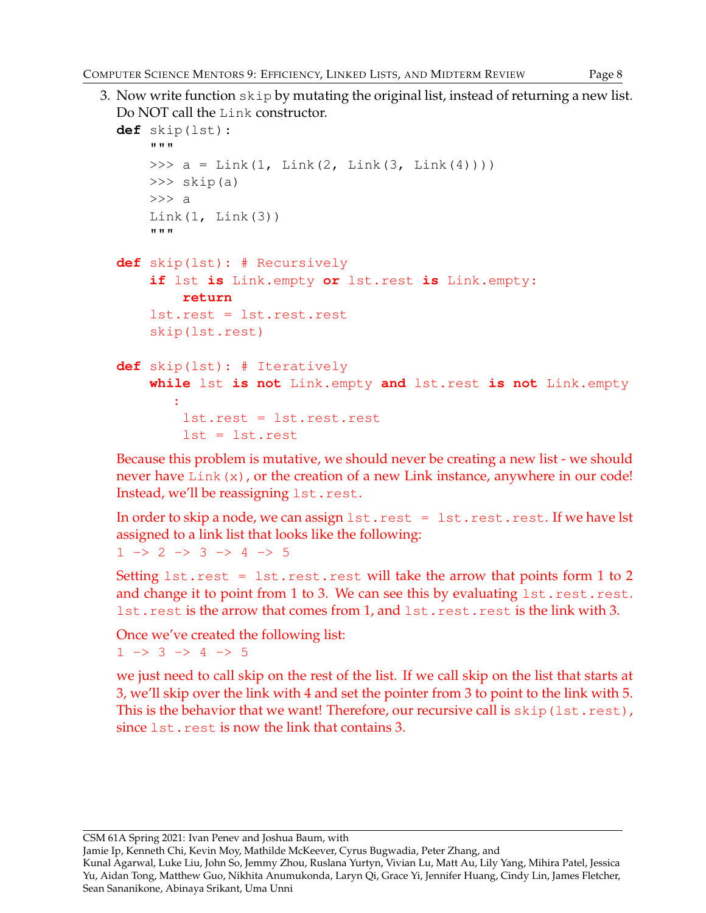3. Now write function `skip` by mutating the original list, instead of returning a new list. Do NOT call the `Link` constructor.

```
def skip(lst):
    """
    >>> a = Link(1, Link(2, Link(3, Link(4))))
    >>> skip(a)
    >>> a
    Link(1, Link(3))
    """
```

```
def skip(lst): # Recursively
    if lst is Link.empty or lst.rest is Link.empty:
        return
    lst.rest = lst.rest.rest
    skip(lst.rest)
```

```
def skip(lst): # Iteratively
    while lst is not Link.empty and lst.rest is not Link.empty
        :
        lst.rest = lst.rest.rest
        lst = lst.rest
```

Because this problem is mutative, we should never be creating a new list - we should never have `Link(x)`, or the creation of a new Link instance, anywhere in our code! Instead, we'll be reassigning `lst.rest`.

In order to skip a node, we can assign `lst.rest = lst.rest.rest`. If we have lst assigned to a link list that looks like the following:

`1 -> 2 -> 3 -> 4 -> 5`

Setting `lst.rest = lst.rest.rest` will take the arrow that points form 1 to 2 and change it to point from 1 to 3. We can see this by evaluating `lst.rest.rest`. `lst.rest` is the arrow that comes from 1, and `lst.rest.rest` is the link with 3.

Once we've created the following list:

`1 -> 3 -> 4 -> 5`

we just need to call skip on the rest of the list. If we call skip on the list that starts at 3, we'll skip over the link with 4 and set the pointer from 3 to point to the link with 5. This is the behavior that we want! Therefore, our recursive call is `skip(lst.rest)`, since `lst.rest` is now the link that contains 3.

CSM 61A Spring 2021: Ivan Penev and Joshua Baum, with
Jamie Ip, Kenneth Chi, Kevin Moy, Mathilde McKeever, Cyrus Bugwadia, Peter Zhang, and
Kunal Agarwal, Luke Liu, John So, Jemmy Zhou, Ruslana Yurtyn, Vivian Lu, Matt Au, Lily Yang, Mihira Patel, Jessica Yu, Aidan Tong, Matthew Guo, Nikhita Anumukonda, Laryn Qi, Grace Yi, Jennifer Huang, Cindy Lin, James Fletcher, Sean Sananikone, Abinaya Srikant, Uma Unni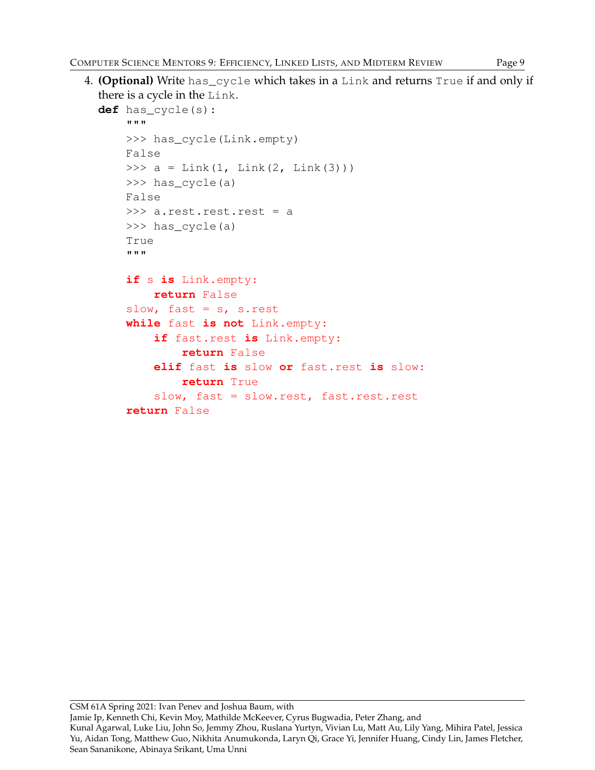4. **(Optional)** Write `has_cycle` which takes in a `Link` and returns `True` if and only if there is a cycle in the `Link`.

```
def has_cycle(s):
    """
    >>> has_cycle(Link.empty)
    False
    >>> a = Link(1, Link(2, Link(3)))
    >>> has_cycle(a)
    False
    >>> a.rest.rest.rest = a
    >>> has_cycle(a)
    True
    """

    if s is Link.empty:
        return False
    slow, fast = s, s.rest
    while fast is not Link.empty:
        if fast.rest is Link.empty:
            return False
        elif fast is slow or fast.rest is slow:
            return True
        slow, fast = slow.rest, fast.rest.rest
    return False
```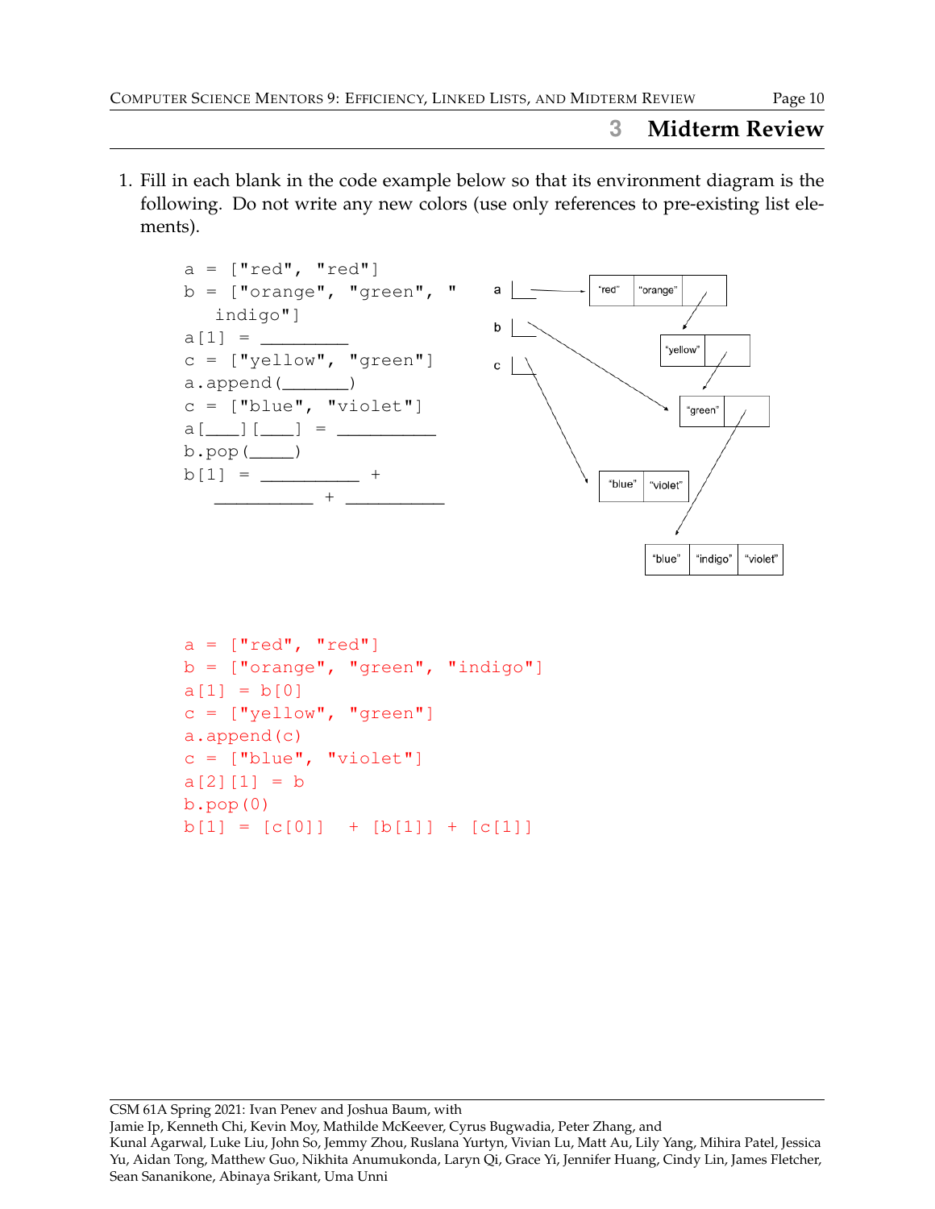## 3 Midterm Review

1. Fill in each blank in the code example below so that its environment diagram is the following. Do not write any new colors (use only references to pre-existing list elements).

```
a = ["red", "red"]
b = ["orange", "green", "
   indigo"]
a[1] = _________
c = ["yellow", "green"]
a.append(_______)
c = ["blue", "violet"]
a[___][___] = __________
b.pop(_____)
b[1] = __________ +
   __________ + __________
```

```
a = ["red", "red"]
b = ["orange", "green", "indigo"]
a[1] = b[0]
c = ["yellow", "green"]
a.append(c)
c = ["blue", "violet"]
a[2][1] = b
b.pop(0)
b[1] = [c[0]]  + [b[1]] + [c[1]]
```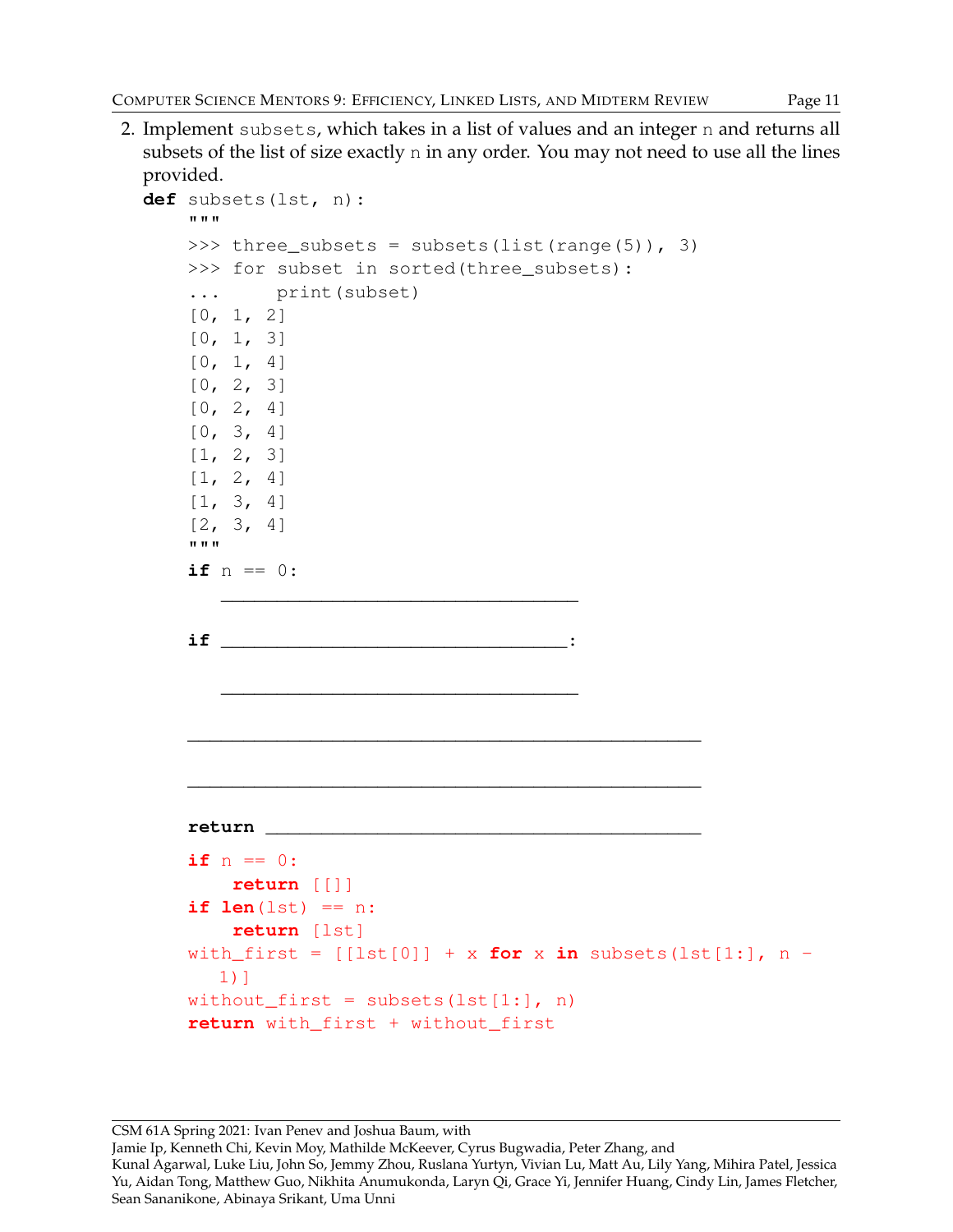2. Implement `subsets`, which takes in a list of values and an integer `n` and returns all subsets of the list of size exactly `n` in any order. You may not need to use all the lines provided.

```python
def subsets(lst, n):
    """
    >>> three_subsets = subsets(list(range(5)), 3)
    >>> for subset in sorted(three_subsets):
    ...     print(subset)
    [0, 1, 2]
    [0, 1, 3]
    [0, 1, 4]
    [0, 2, 3]
    [0, 2, 4]
    [0, 3, 4]
    [1, 2, 3]
    [1, 2, 4]
    [1, 3, 4]
    [2, 3, 4]
    """
    if n == 0:
        ________________________________

    if ________________________________:

        ________________________________

    ______________________________________________

    ______________________________________________

    return ________________________________________
```

```python
    if n == 0:
        return [[]]
    if len(lst) == n:
        return [lst]
    with_first = [[lst[0]] + x for x in subsets(lst[1:], n - 1)]
    without_first = subsets(lst[1:], n)
    return with_first + without_first
```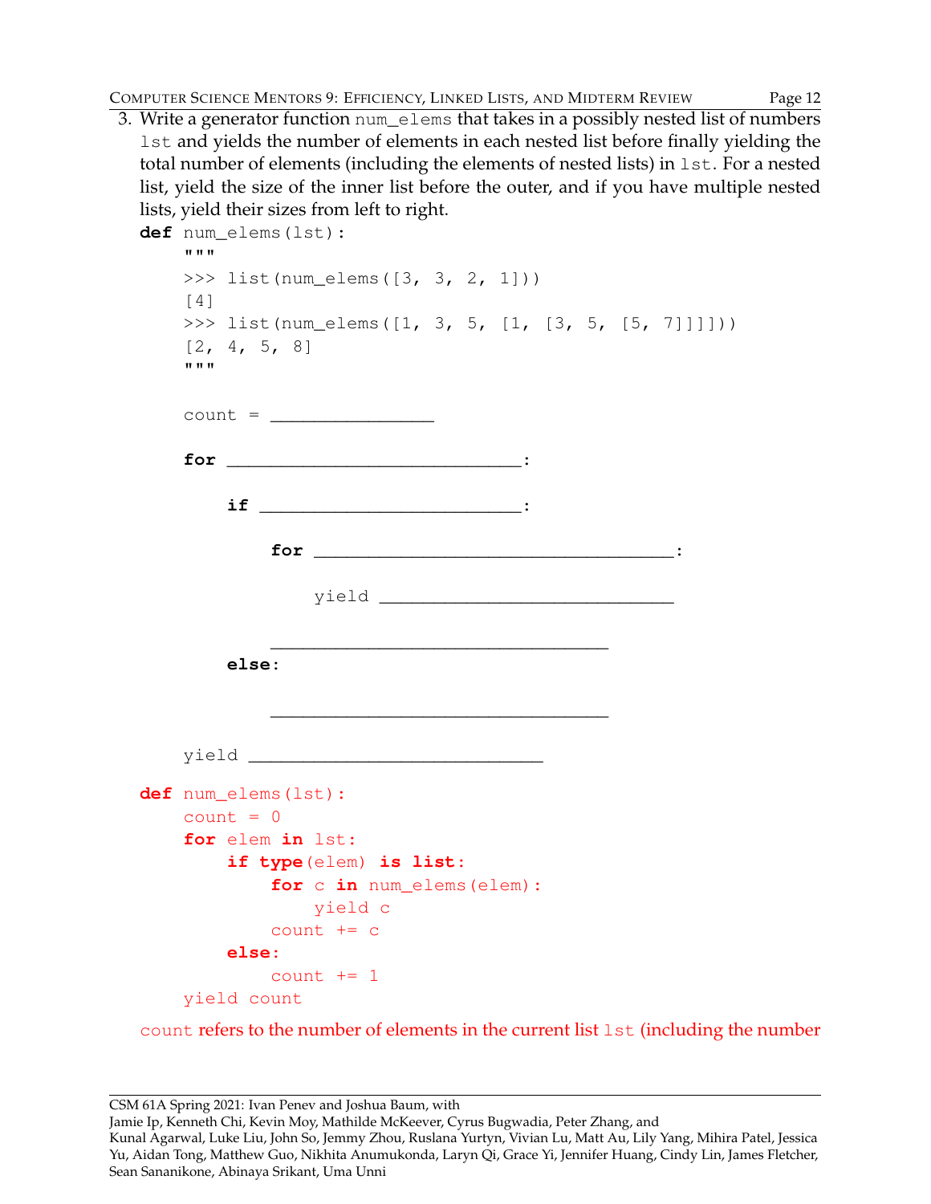3. Write a generator function `num_elems` that takes in a possibly nested list of numbers `lst` and yields the number of elements in each nested list before finally yielding the total number of elements (including the elements of nested lists) in `lst`. For a nested list, yield the size of the inner list before the outer, and if you have multiple nested lists, yield their sizes from left to right.

```
def num_elems(lst):
    """
    >>> list(num_elems([3, 3, 2, 1]))
    [4]
    >>> list(num_elems([1, 3, 5, [1, [3, 5, [5, 7]]]]))
    [2, 4, 5, 8]
    """

    count = ________________

    for ____________________________:

        if _________________________:

            for ___________________________________:

                yield _____________________________

            _________________________________

        else:

            _________________________________

    yield _____________________________
```

```
def num_elems(lst):
    count = 0
    for elem in lst:
        if type(elem) is list:
            for c in num_elems(elem):
                yield c
            count += c
        else:
            count += 1
    yield count
```

`count` refers to the number of elements in the current list `lst` (including the number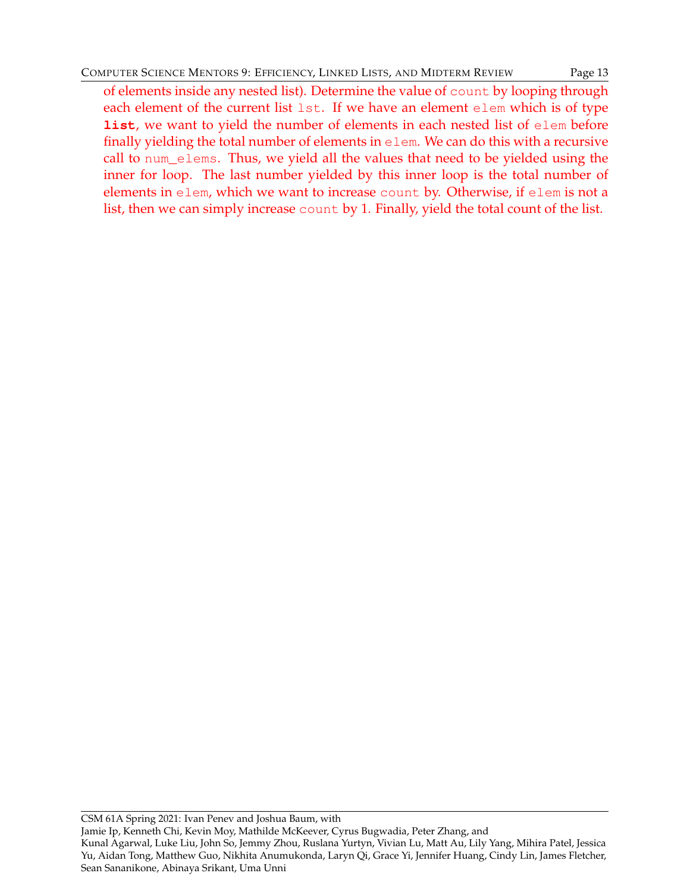of elements inside any nested list). Determine the value of `count` by looping through each element of the current list `lst`. If we have an element `elem` which is of type **`list`**, we want to yield the number of elements in each nested list of `elem` before finally yielding the total number of elements in `elem`. We can do this with a recursive call to `num_elems`. Thus, we yield all the values that need to be yielded using the inner for loop. The last number yielded by this inner loop is the total number of elements in `elem`, which we want to increase `count` by. Otherwise, if `elem` is not a list, then we can simply increase `count` by 1. Finally, yield the total count of the list.

CSM 61A Spring 2021: Ivan Penev and Joshua Baum, with
Jamie Ip, Kenneth Chi, Kevin Moy, Mathilde McKeever, Cyrus Bugwadia, Peter Zhang, and
Kunal Agarwal, Luke Liu, John So, Jemmy Zhou, Ruslana Yurtyn, Vivian Lu, Matt Au, Lily Yang, Mihira Patel, Jessica Yu, Aidan Tong, Matthew Guo, Nikhita Anumukonda, Laryn Qi, Grace Yi, Jennifer Huang, Cindy Lin, James Fletcher, Sean Sananikone, Abinaya Srikant, Uma Unni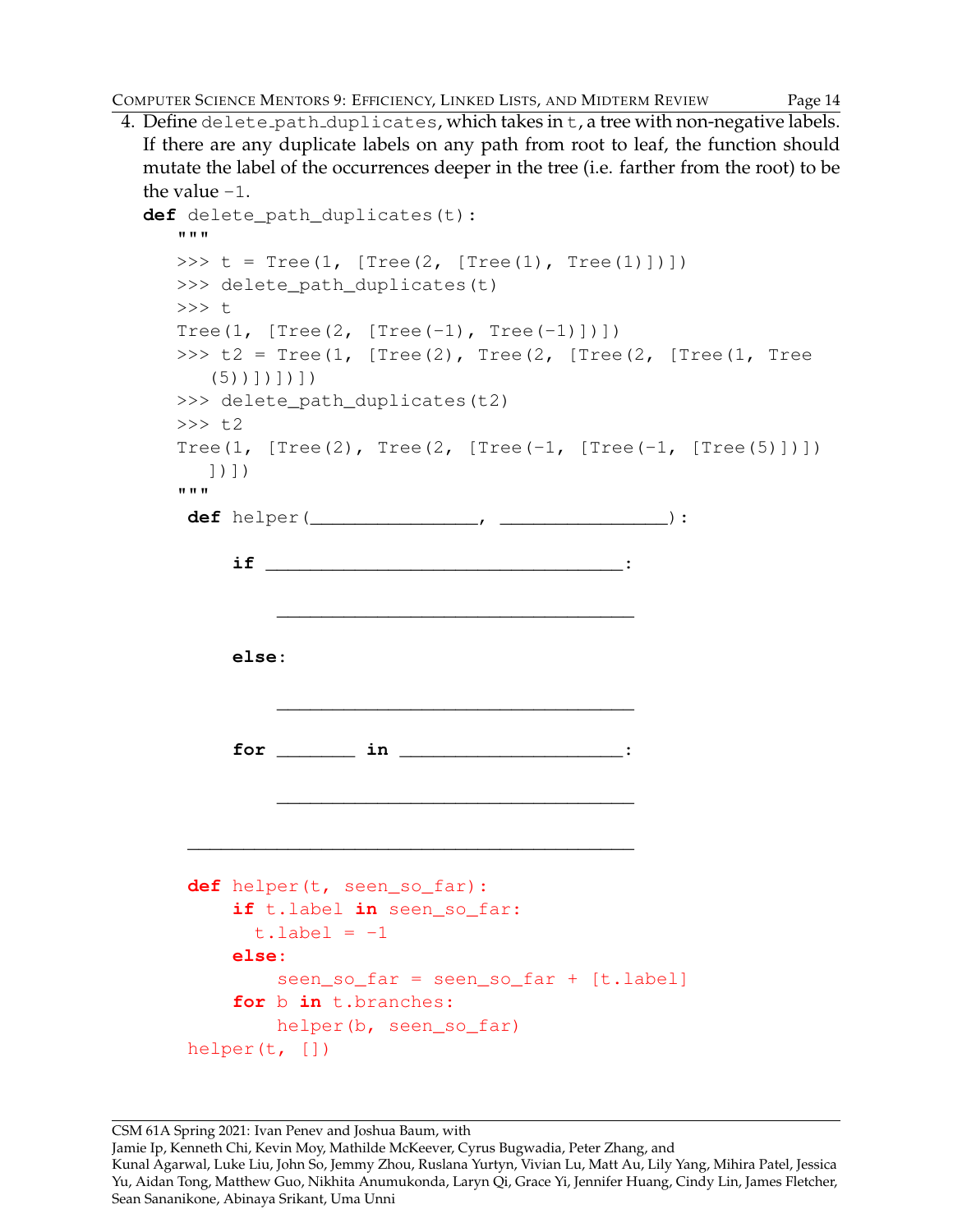4. Define `delete_path_duplicates`, which takes in `t`, a tree with non-negative labels. If there are any duplicate labels on any path from root to leaf, the function should mutate the label of the occurrences deeper in the tree (i.e. farther from the root) to be the value `-1`.

```
def delete_path_duplicates(t):
    """
    >>> t = Tree(1, [Tree(2, [Tree(1), Tree(1)])])
    >>> delete_path_duplicates(t)
    >>> t
    Tree(1, [Tree(2, [Tree(-1), Tree(-1)])])
    >>> t2 = Tree(1, [Tree(2), Tree(2, [Tree(2, [Tree(1, Tree
        (5))])])])
    >>> delete_path_duplicates(t2)
    >>> t2
    Tree(1, [Tree(2), Tree(2, [Tree(-1, [Tree(-1, [Tree(5)])])
        ])])
    """
     def helper(________________, ________________):

         if ___________________________________:

             ___________________________________

         else:

             ___________________________________

         for _______ in _____________________:

             ___________________________________

     ___________________________________________
```

```
     def helper(t, seen_so_far):
         if t.label in seen_so_far:
             t.label = -1
         else:
             seen_so_far = seen_so_far + [t.label]
         for b in t.branches:
             helper(b, seen_so_far)
     helper(t, [])
```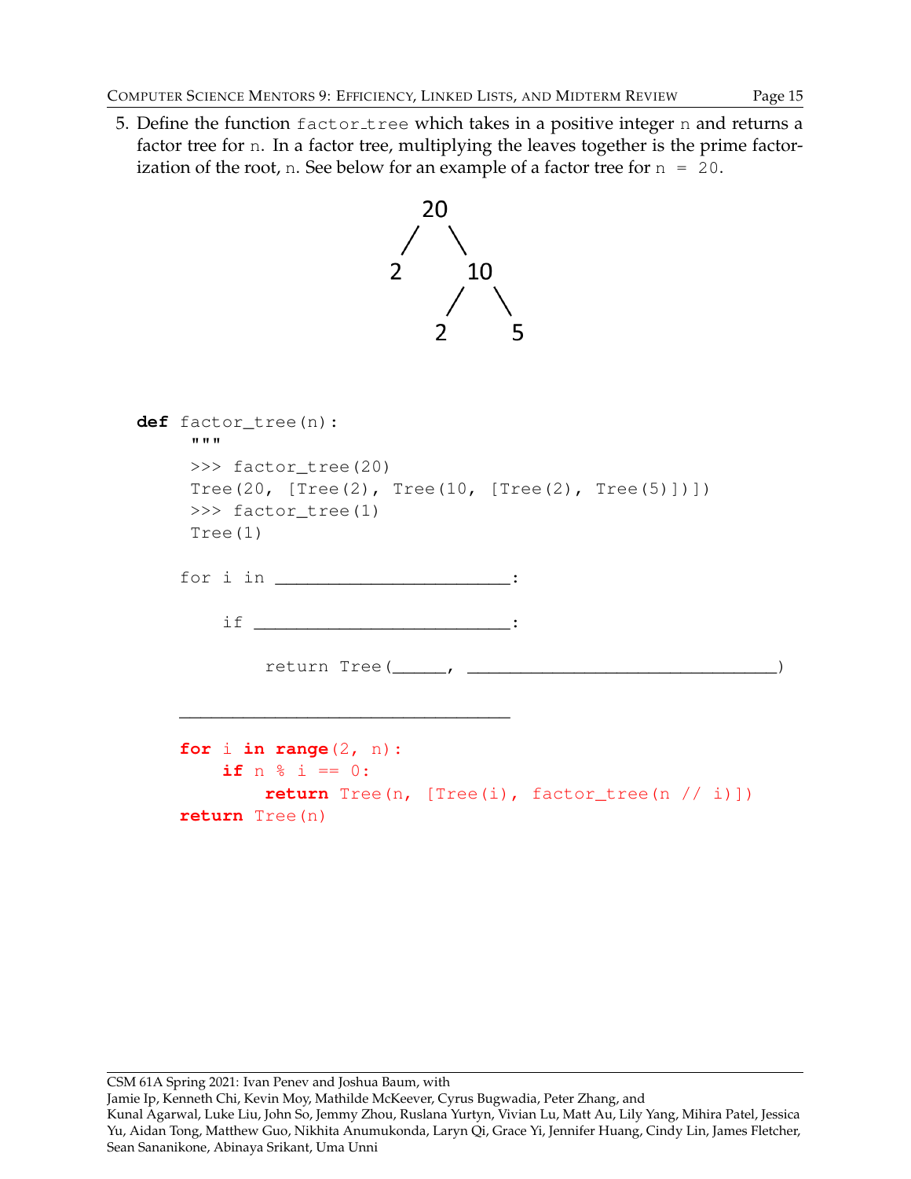5. Define the function `factor_tree` which takes in a positive integer `n` and returns a factor tree for `n`. In a factor tree, multiplying the leaves together is the prime factorization of the root, `n`. See below for an example of a factor tree for `n = 20`.

```
      20
     /  \
    2    10
        /  \
       2    5
```

```
def factor_tree(n):
    """
    >>> factor_tree(20)
    Tree(20, [Tree(2), Tree(10, [Tree(2), Tree(5)])])
    >>> factor_tree(1)
    Tree(1)

    for i in ________________________:

        if __________________________:

            return Tree(_____, ________________________________)

    ___________________________________
```

```
    for i in range(2, n):
        if n % i == 0:
            return Tree(n, [Tree(i), factor_tree(n // i)])
    return Tree(n)
```